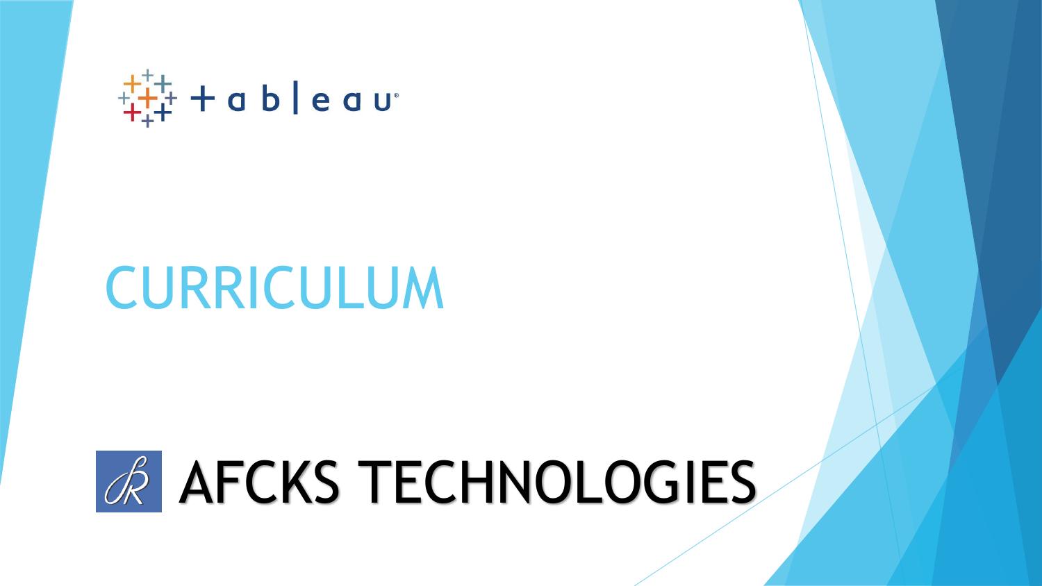tableau

# CURRICULUM

## AFCKS TECHNOLOGIES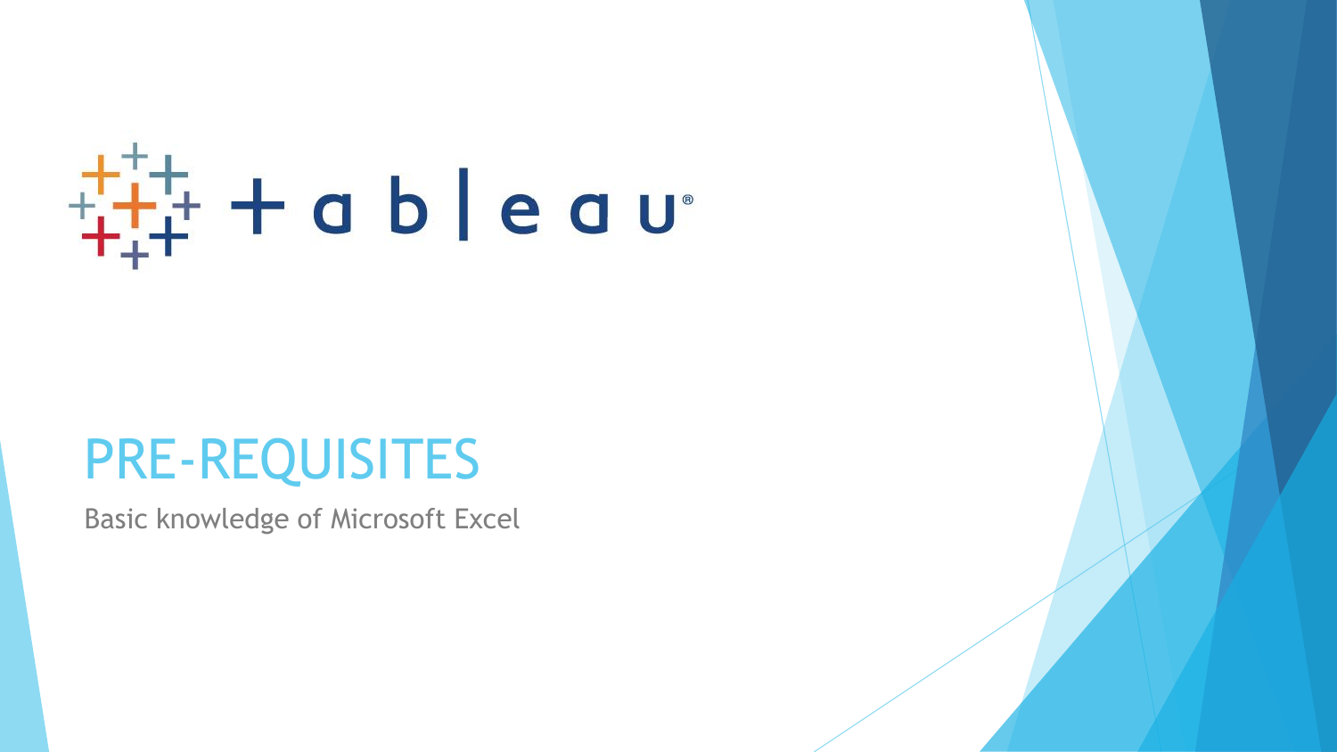# PRE-REQUISITES

Basic knowledge of Microsoft Excel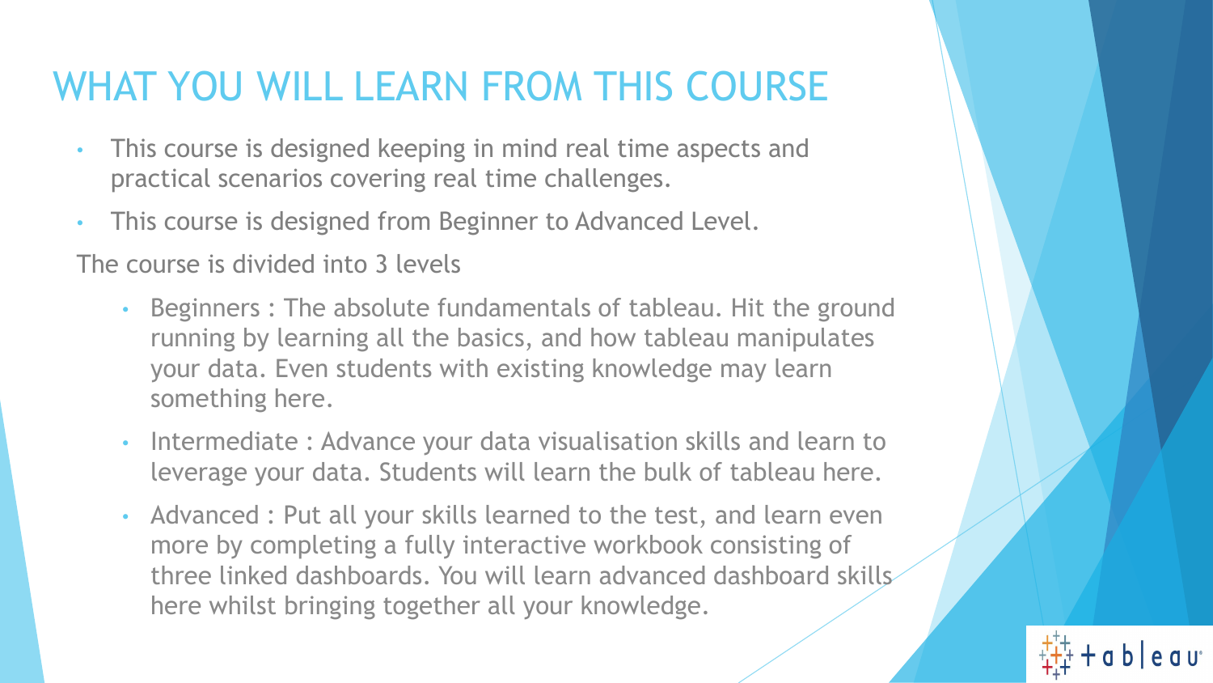# WHAT YOU WILL LEARN FROM THIS COURSE

- This course is designed keeping in mind real time aspects and practical scenarios covering real time challenges.
- This course is designed from Beginner to Advanced Level.

The course is divided into 3 levels

- Beginners : The absolute fundamentals of tableau. Hit the ground running by learning all the basics, and how tableau manipulates your data. Even students with existing knowledge may learn something here.
- Intermediate : Advance your data visualisation skills and learn to leverage your data. Students will learn the bulk of tableau here.
- Advanced : Put all your skills learned to the test, and learn even more by completing a fully interactive workbook consisting of three linked dashboards. You will learn advanced dashboard skills here whilst bringing together all your knowledge.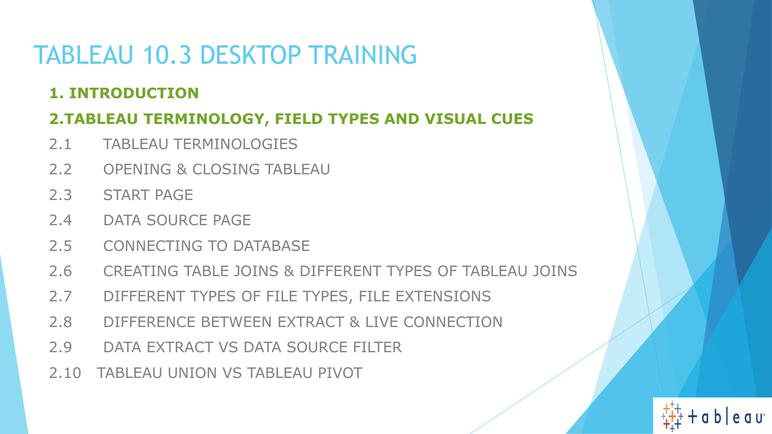# TABLEAU 10.3 DESKTOP TRAINING

**1. INTRODUCTION**

**2.TABLEAU TERMINOLOGY, FIELD TYPES AND VISUAL CUES**

2.1 TABLEAU TERMINOLOGIES

2.2 OPENING & CLOSING TABLEAU

2.3 START PAGE

2.4 DATA SOURCE PAGE

2.5 CONNECTING TO DATABASE

2.6 CREATING TABLE JOINS & DIFFERENT TYPES OF TABLEAU JOINS

2.7 DIFFERENT TYPES OF FILE TYPES, FILE EXTENSIONS

2.8 DIFFERENCE BETWEEN EXTRACT & LIVE CONNECTION

2.9 DATA EXTRACT VS DATA SOURCE FILTER

2.10 TABLEAU UNION VS TABLEAU PIVOT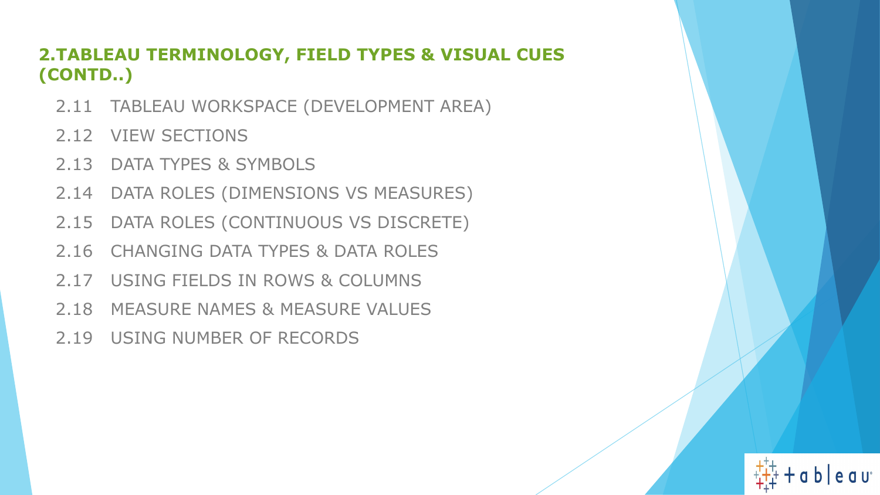## 2.TABLEAU TERMINOLOGY, FIELD TYPES & VISUAL CUES (CONTD..)

- 2.11 TABLEAU WORKSPACE (DEVELOPMENT AREA)
- 2.12 VIEW SECTIONS
- 2.13 DATA TYPES & SYMBOLS
- 2.14 DATA ROLES (DIMENSIONS VS MEASURES)
- 2.15 DATA ROLES (CONTINUOUS VS DISCRETE)
- 2.16 CHANGING DATA TYPES & DATA ROLES
- 2.17 USING FIELDS IN ROWS & COLUMNS
- 2.18 MEASURE NAMES & MEASURE VALUES
- 2.19 USING NUMBER OF RECORDS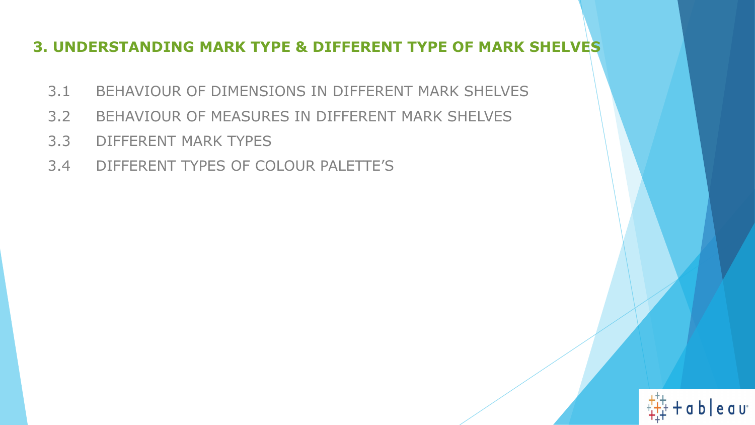## 3. UNDERSTANDING MARK TYPE & DIFFERENT TYPE OF MARK SHELVES

- 3.1 BEHAVIOUR OF DIMENSIONS IN DIFFERENT MARK SHELVES
- 3.2 BEHAVIOUR OF MEASURES IN DIFFERENT MARK SHELVES
- 3.3 DIFFERENT MARK TYPES
- 3.4 DIFFERENT TYPES OF COLOUR PALETTE'S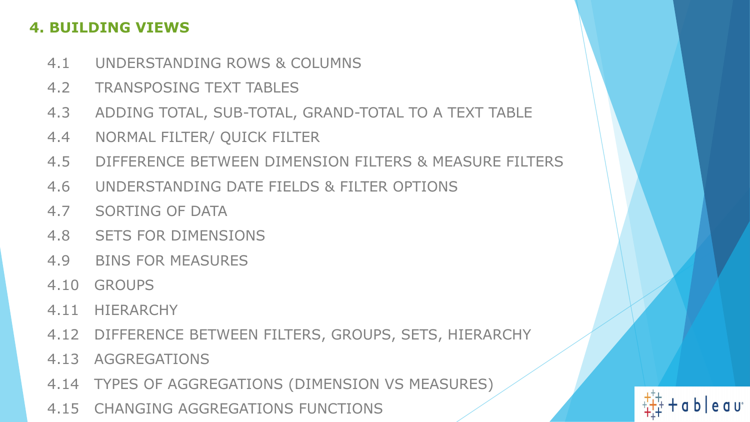## 4. BUILDING VIEWS

- 4.1 UNDERSTANDING ROWS & COLUMNS
- 4.2 TRANSPOSING TEXT TABLES
- 4.3 ADDING TOTAL, SUB-TOTAL, GRAND-TOTAL TO A TEXT TABLE
- 4.4 NORMAL FILTER/ QUICK FILTER
- 4.5 DIFFERENCE BETWEEN DIMENSION FILTERS & MEASURE FILTERS
- 4.6 UNDERSTANDING DATE FIELDS & FILTER OPTIONS
- 4.7 SORTING OF DATA
- 4.8 SETS FOR DIMENSIONS
- 4.9 BINS FOR MEASURES
- 4.10 GROUPS
- 4.11 HIERARCHY
- 4.12 DIFFERENCE BETWEEN FILTERS, GROUPS, SETS, HIERARCHY
- 4.13 AGGREGATIONS
- 4.14 TYPES OF AGGREGATIONS (DIMENSION VS MEASURES)
- 4.15 CHANGING AGGREGATIONS FUNCTIONS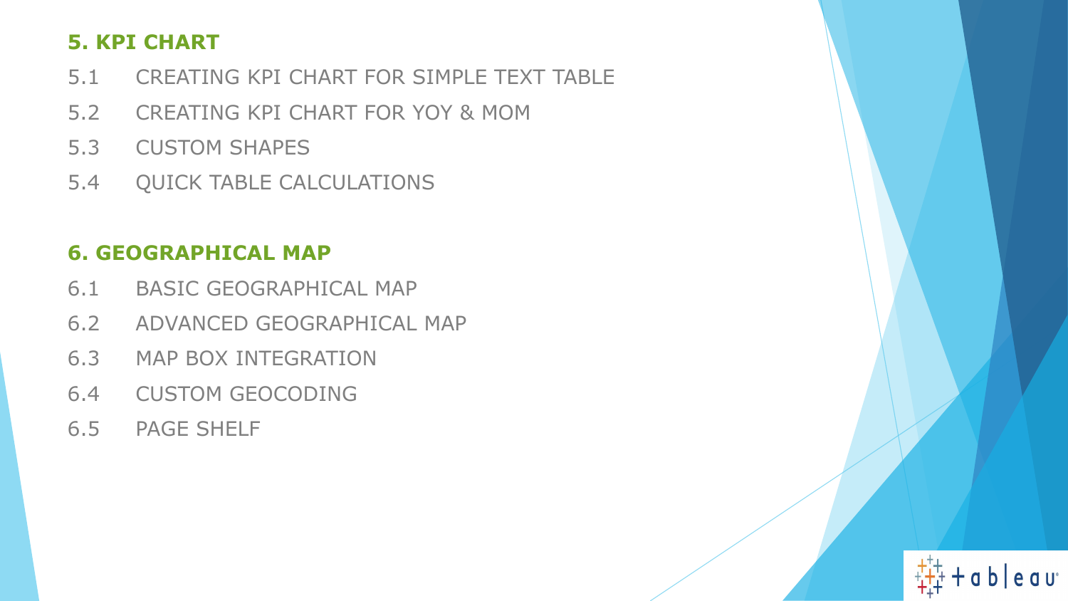## 5. KPI CHART

5.1 CREATING KPI CHART FOR SIMPLE TEXT TABLE

5.2 CREATING KPI CHART FOR YOY & MOM

5.3 CUSTOM SHAPES

5.4 QUICK TABLE CALCULATIONS

## 6. GEOGRAPHICAL MAP

6.1 BASIC GEOGRAPHICAL MAP

6.2 ADVANCED GEOGRAPHICAL MAP

6.3 MAP BOX INTEGRATION

6.4 CUSTOM GEOCODING

6.5 PAGE SHELF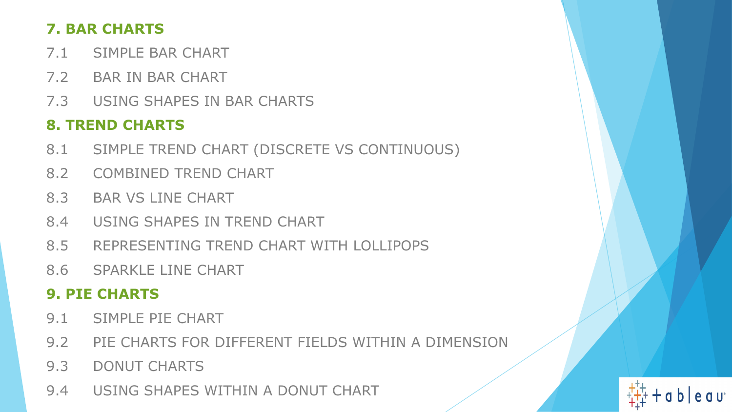## 7. BAR CHARTS

7.1 SIMPLE BAR CHART

7.2 BAR IN BAR CHART

7.3 USING SHAPES IN BAR CHARTS

## 8. TREND CHARTS

8.1 SIMPLE TREND CHART (DISCRETE VS CONTINUOUS)

8.2 COMBINED TREND CHART

8.3 BAR VS LINE CHART

8.4 USING SHAPES IN TREND CHART

8.5 REPRESENTING TREND CHART WITH LOLLIPOPS

8.6 SPARKLE LINE CHART

## 9. PIE CHARTS

9.1 SIMPLE PIE CHART

9.2 PIE CHARTS FOR DIFFERENT FIELDS WITHIN A DIMENSION

9.3 DONUT CHARTS

9.4 USING SHAPES WITHIN A DONUT CHART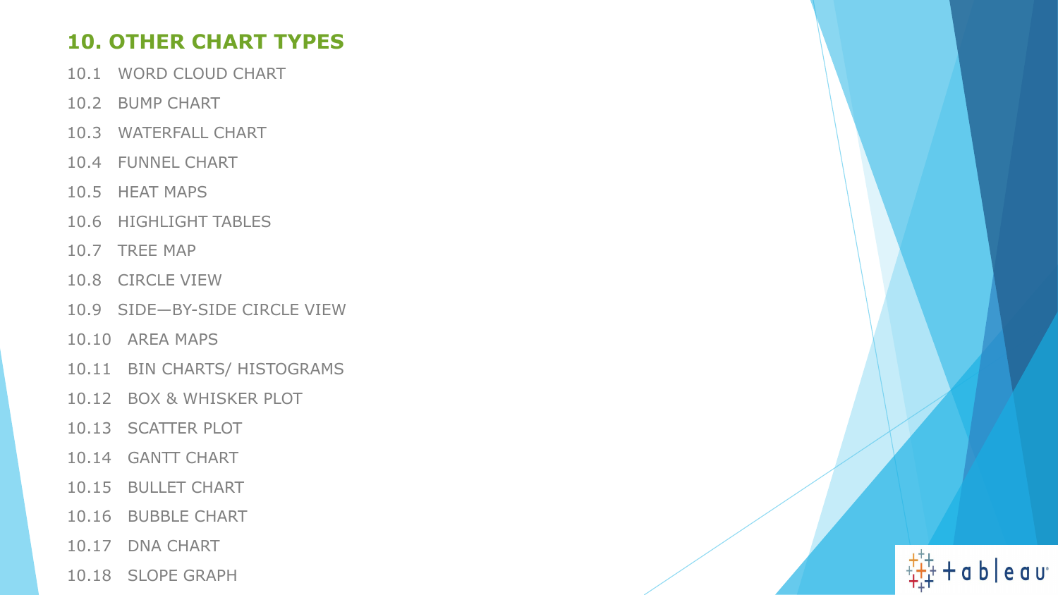## 10. OTHER CHART TYPES

10.1 WORD CLOUD CHART

10.2 BUMP CHART

10.3 WATERFALL CHART

10.4 FUNNEL CHART

10.5 HEAT MAPS

10.6 HIGHLIGHT TABLES

10.7 TREE MAP

10.8 CIRCLE VIEW

10.9 SIDE—BY-SIDE CIRCLE VIEW

10.10 AREA MAPS

10.11 BIN CHARTS/ HISTOGRAMS

10.12 BOX & WHISKER PLOT

10.13 SCATTER PLOT

10.14 GANTT CHART

10.15 BULLET CHART

10.16 BUBBLE CHART

10.17 DNA CHART

10.18 SLOPE GRAPH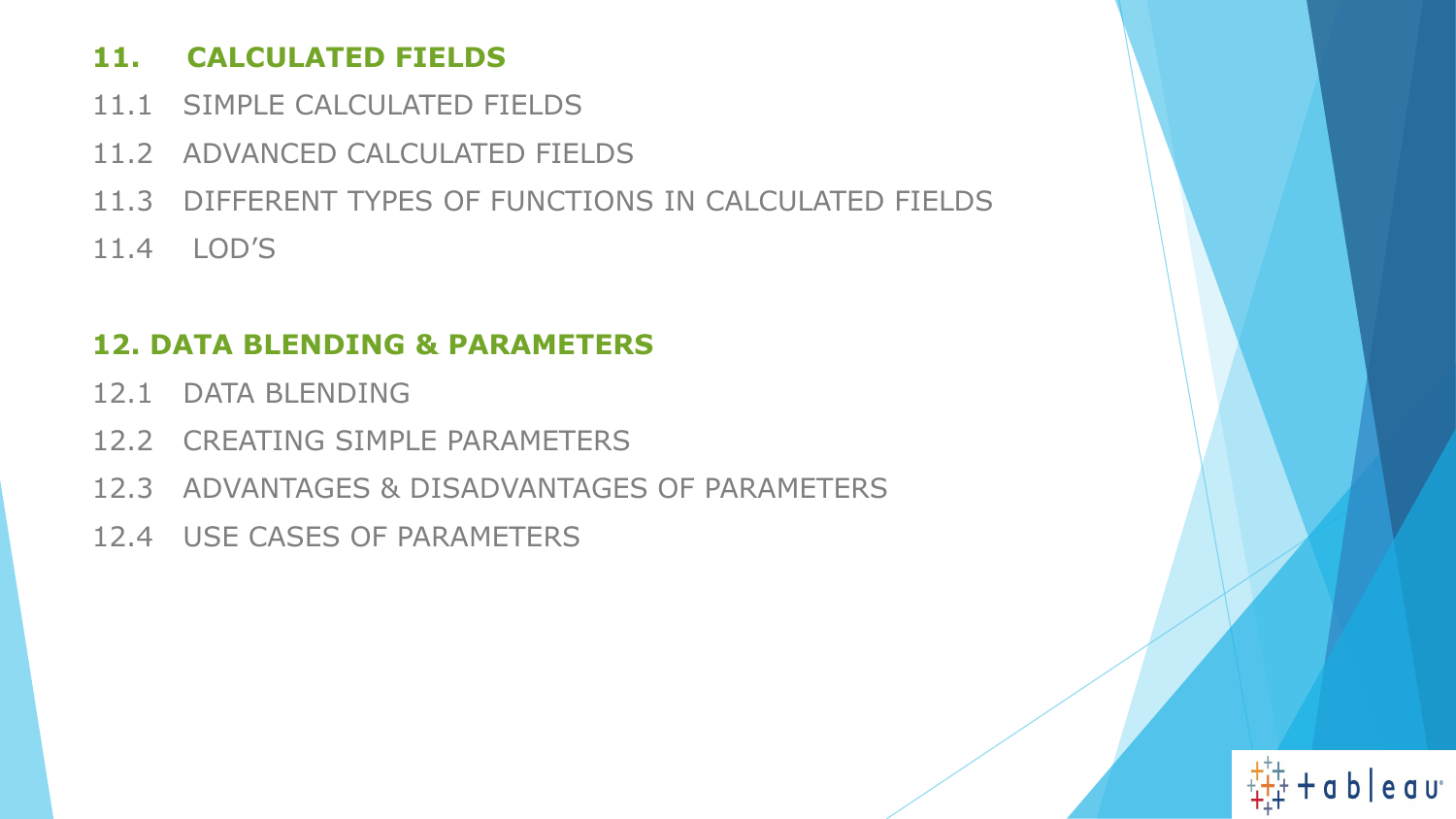## 11. CALCULATED FIELDS

11.1 SIMPLE CALCULATED FIELDS

11.2 ADVANCED CALCULATED FIELDS

11.3 DIFFERENT TYPES OF FUNCTIONS IN CALCULATED FIELDS

11.4 LOD'S

## 12. DATA BLENDING & PARAMETERS

12.1 DATA BLENDING

12.2 CREATING SIMPLE PARAMETERS

12.3 ADVANTAGES & DISADVANTAGES OF PARAMETERS

12.4 USE CASES OF PARAMETERS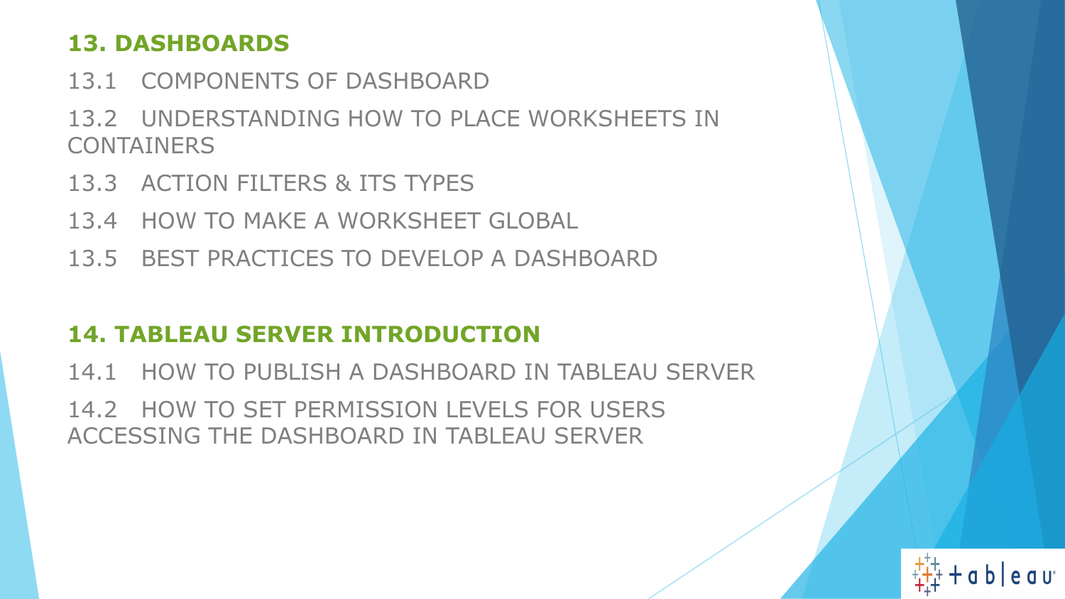## 13. DASHBOARDS

13.1 COMPONENTS OF DASHBOARD

13.2 UNDERSTANDING HOW TO PLACE WORKSHEETS IN CONTAINERS

13.3 ACTION FILTERS & ITS TYPES

13.4 HOW TO MAKE A WORKSHEET GLOBAL

13.5 BEST PRACTICES TO DEVELOP A DASHBOARD

## 14. TABLEAU SERVER INTRODUCTION

14.1 HOW TO PUBLISH A DASHBOARD IN TABLEAU SERVER

14.2 HOW TO SET PERMISSION LEVELS FOR USERS ACCESSING THE DASHBOARD IN TABLEAU SERVER